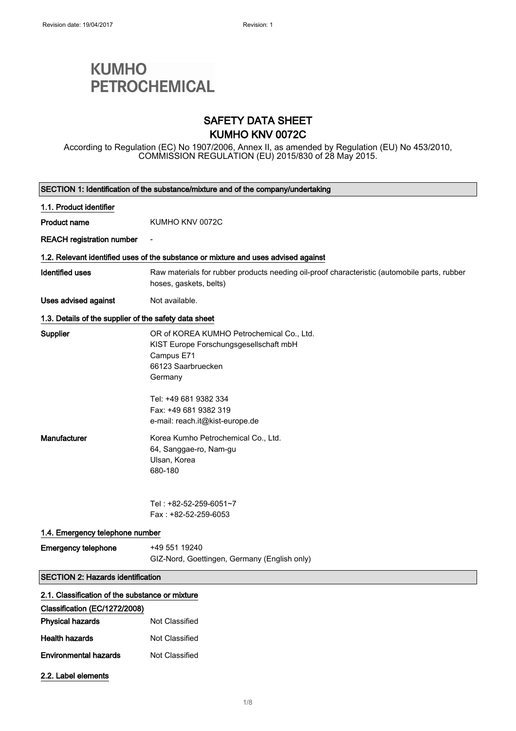Revision date: 19/04/2017 Revision: 1

**KUMHO PETROCHEMICAL**

# SAFETY DATA SHEET
# KUMHO KNV 0072C

According to Regulation (EC) No 1907/2006, Annex II, as amended by Regulation (EU) No 453/2010, COMMISSION REGULATION (EU) 2015/830 of 28 May 2015.

## SECTION 1: Identification of the substance/mixture and of the company/undertaking

### 1.1. Product identifier

**Product name** KUMHO KNV 0072C

**REACH registration number** -

### 1.2. Relevant identified uses of the substance or mixture and uses advised against

**Identified uses** Raw materials for rubber products needing oil-proof characteristic (automobile parts, rubber hoses, gaskets, belts)

**Uses advised against** Not available.

### 1.3. Details of the supplier of the safety data sheet

**Supplier**
OR of KOREA KUMHO Petrochemical Co., Ltd.
KIST Europe Forschungsgesellschaft mbH
Campus E71
66123 Saarbruecken
Germany

Tel: +49 681 9382 334
Fax: +49 681 9382 319
e-mail: reach.it@kist-europe.de

**Manufacturer**
Korea Kumho Petrochemical Co., Ltd.
64, Sanggae-ro, Nam-gu
Ulsan, Korea
680-180

Tel : +82-52-259-6051~7
Fax : +82-52-259-6053

### 1.4. Emergency telephone number

**Emergency telephone** +49 551 19240
GIZ-Nord, Goettingen, Germany (English only)

## SECTION 2: Hazards identification

### 2.1. Classification of the substance or mixture

**Classification (EC/1272/2008)**

**Physical hazards** Not Classified

**Health hazards** Not Classified

**Environmental hazards** Not Classified

### 2.2. Label elements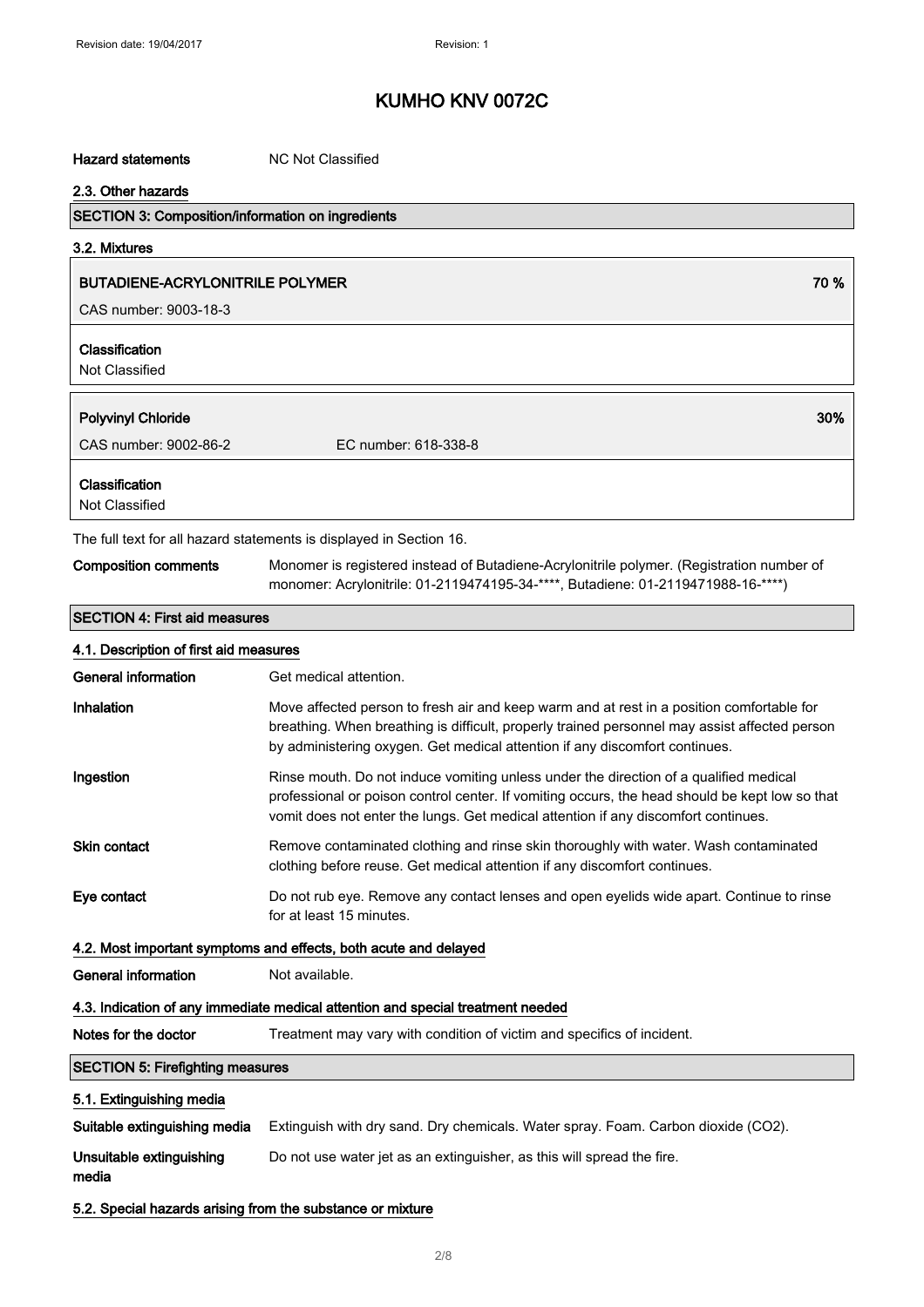# KUMHO KNV 0072C

**Hazard statements** NC Not Classified

### 2.3. Other hazards

## SECTION 3: Composition/information on ingredients

### 3.2. Mixtures

**BUTADIENE-ACRYLONITRILE POLYMER** 70 %

CAS number: 9003-18-3

**Classification**
Not Classified

**Polyvinyl Chloride** 30%

CAS number: 9002-86-2 EC number: 618-338-8

**Classification**
Not Classified

The full text for all hazard statements is displayed in Section 16.

**Composition comments** Monomer is registered instead of Butadiene-Acrylonitrile polymer. (Registration number of monomer: Acrylonitrile: 01-2119474195-34-****, Butadiene: 01-2119471988-16-****)

## SECTION 4: First aid measures

### 4.1. Description of first aid measures

**General information** Get medical attention.

**Inhalation** Move affected person to fresh air and keep warm and at rest in a position comfortable for breathing. When breathing is difficult, properly trained personnel may assist affected person by administering oxygen. Get medical attention if any discomfort continues.

**Ingestion** Rinse mouth. Do not induce vomiting unless under the direction of a qualified medical professional or poison control center. If vomiting occurs, the head should be kept low so that vomit does not enter the lungs. Get medical attention if any discomfort continues.

**Skin contact** Remove contaminated clothing and rinse skin thoroughly with water. Wash contaminated clothing before reuse. Get medical attention if any discomfort continues.

**Eye contact** Do not rub eye. Remove any contact lenses and open eyelids wide apart. Continue to rinse for at least 15 minutes.

### 4.2. Most important symptoms and effects, both acute and delayed

**General information** Not available.

### 4.3. Indication of any immediate medical attention and special treatment needed

**Notes for the doctor** Treatment may vary with condition of victim and specifics of incident.

## SECTION 5: Firefighting measures

### 5.1. Extinguishing media

**Suitable extinguishing media** Extinguish with dry sand. Dry chemicals. Water spray. Foam. Carbon dioxide ($CO_2$).

**Unsuitable extinguishing media** Do not use water jet as an extinguisher, as this will spread the fire.

### 5.2. Special hazards arising from the substance or mixture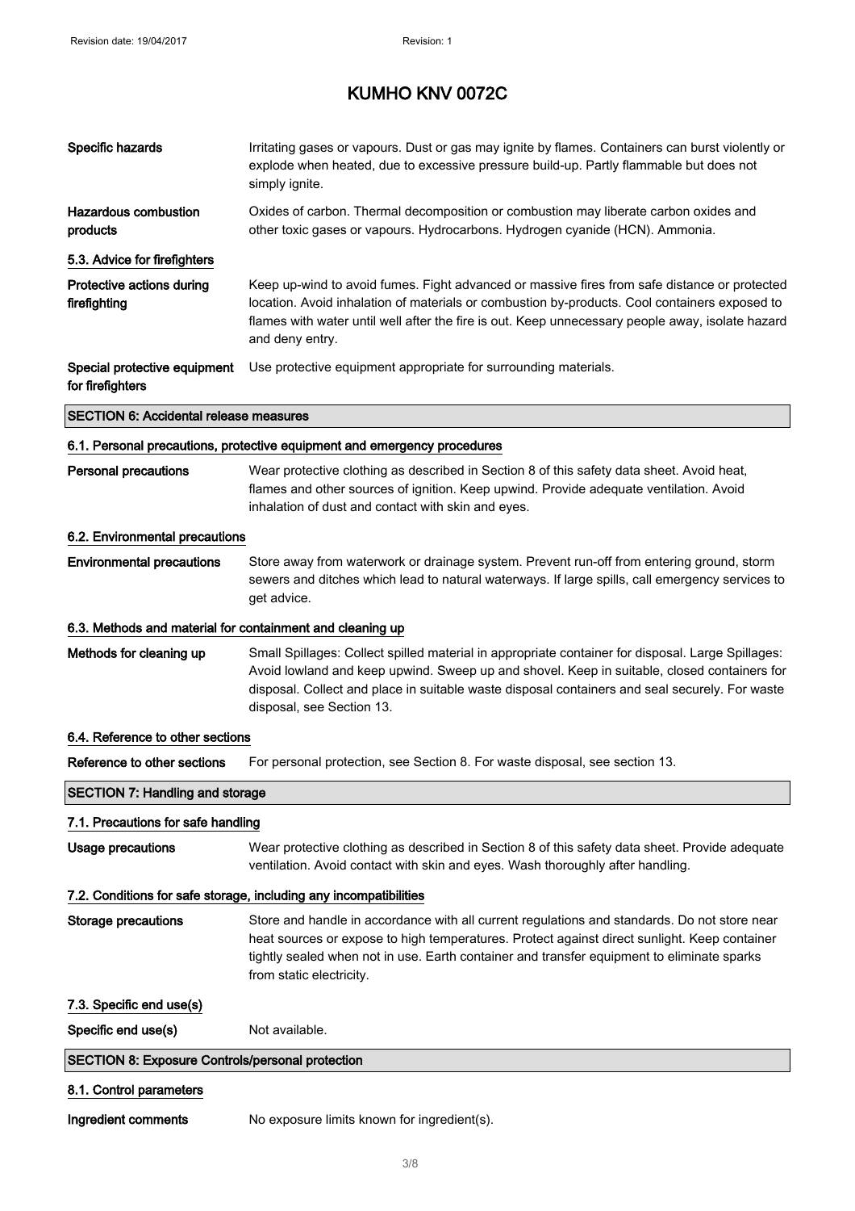# KUMHO KNV 0072C

| | |
|---|---|
| **Specific hazards** | Irritating gases or vapours. Dust or gas may ignite by flames. Containers can burst violently or explode when heated, due to excessive pressure build-up. Partly flammable but does not simply ignite. |
| **Hazardous combustion products** | Oxides of carbon. Thermal decomposition or combustion may liberate carbon oxides and other toxic gases or vapours. Hydrocarbons. Hydrogen cyanide (HCN). Ammonia. |

### 5.3. Advice for firefighters

| | |
|---|---|
| **Protective actions during firefighting** | Keep up-wind to avoid fumes. Fight advanced or massive fires from safe distance or protected location. Avoid inhalation of materials or combustion by-products. Cool containers exposed to flames with water until well after the fire is out. Keep unnecessary people away, isolate hazard and deny entry. |
| **Special protective equipment for firefighters** | Use protective equipment appropriate for surrounding materials. |

## SECTION 6: Accidental release measures

### 6.1. Personal precautions, protective equipment and emergency procedures

| | |
|---|---|
| **Personal precautions** | Wear protective clothing as described in Section 8 of this safety data sheet. Avoid heat, flames and other sources of ignition. Keep upwind. Provide adequate ventilation. Avoid inhalation of dust and contact with skin and eyes. |

### 6.2. Environmental precautions

| | |
|---|---|
| **Environmental precautions** | Store away from waterwork or drainage system. Prevent run-off from entering ground, storm sewers and ditches which lead to natural waterways. If large spills, call emergency services to get advice. |

### 6.3. Methods and material for containment and cleaning up

| | |
|---|---|
| **Methods for cleaning up** | Small Spillages: Collect spilled material in appropriate container for disposal. Large Spillages: Avoid lowland and keep upwind. Sweep up and shovel. Keep in suitable, closed containers for disposal. Collect and place in suitable waste disposal containers and seal securely. For waste disposal, see Section 13. |

### 6.4. Reference to other sections

| | |
|---|---|
| **Reference to other sections** | For personal protection, see Section 8. For waste disposal, see section 13. |

## SECTION 7: Handling and storage

### 7.1. Precautions for safe handling

| | |
|---|---|
| **Usage precautions** | Wear protective clothing as described in Section 8 of this safety data sheet. Provide adequate ventilation. Avoid contact with skin and eyes. Wash thoroughly after handling. |

### 7.2. Conditions for safe storage, including any incompatibilities

| | |
|---|---|
| **Storage precautions** | Store and handle in accordance with all current regulations and standards. Do not store near heat sources or expose to high temperatures. Protect against direct sunlight. Keep container tightly sealed when not in use. Earth container and transfer equipment to eliminate sparks from static electricity. |

### 7.3. Specific end use(s)

| | |
|---|---|
| **Specific end use(s)** | Not available. |

## SECTION 8: Exposure Controls/personal protection

### 8.1. Control parameters

| | |
|---|---|
| **Ingredient comments** | No exposure limits known for ingredient(s). |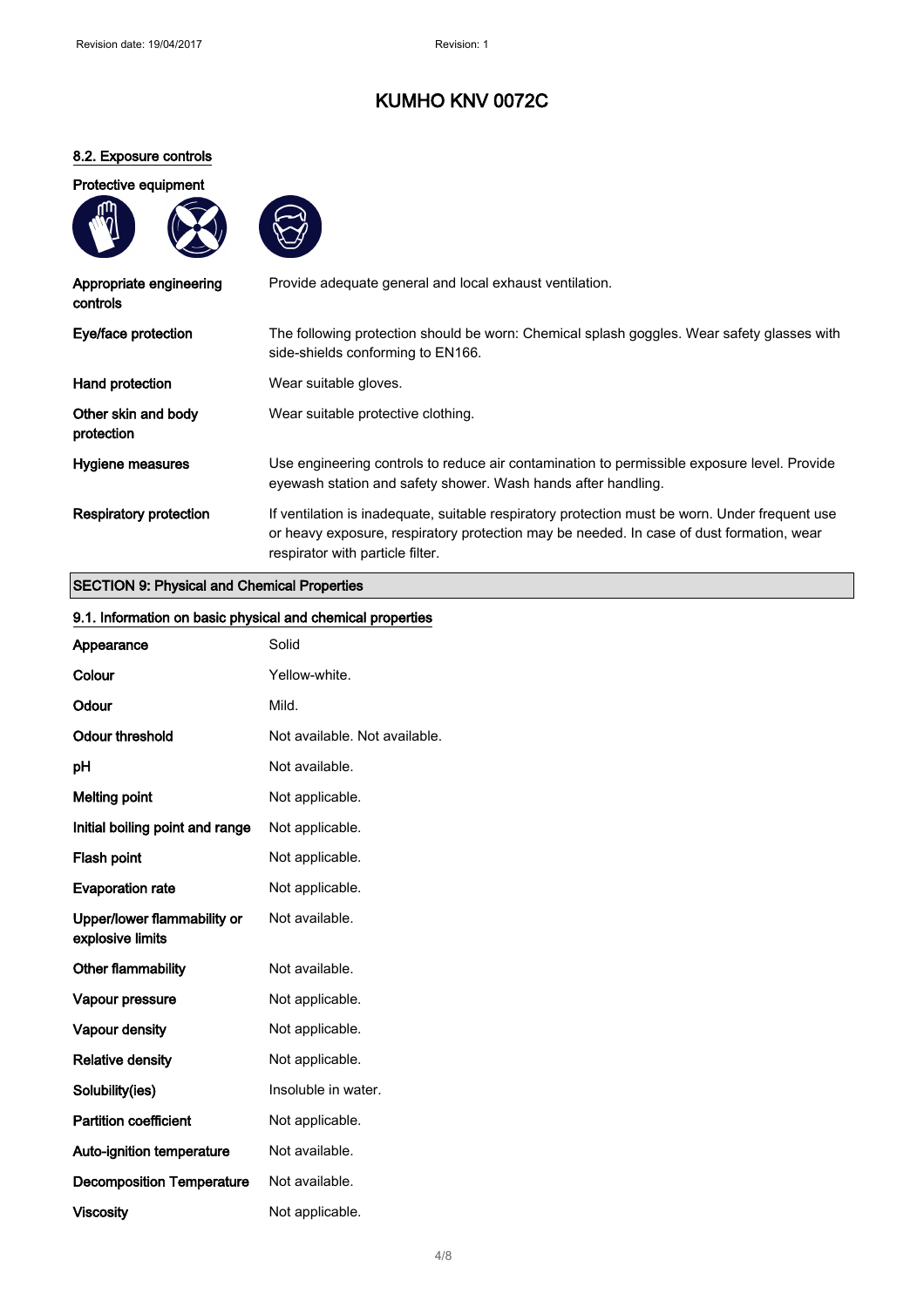# KUMHO KNV 0072C

## 8.2. Exposure controls

**Protective equipment**

| | |
|---|---|
| **Appropriate engineering controls** | Provide adequate general and local exhaust ventilation. |
| **Eye/face protection** | The following protection should be worn: Chemical splash goggles. Wear safety glasses with side-shields conforming to EN166. |
| **Hand protection** | Wear suitable gloves. |
| **Other skin and body protection** | Wear suitable protective clothing. |
| **Hygiene measures** | Use engineering controls to reduce air contamination to permissible exposure level. Provide eyewash station and safety shower. Wash hands after handling. |
| **Respiratory protection** | If ventilation is inadequate, suitable respiratory protection must be worn. Under frequent use or heavy exposure, respiratory protection may be needed. In case of dust formation, wear respirator with particle filter. |

## SECTION 9: Physical and Chemical Properties

### 9.1. Information on basic physical and chemical properties

| | |
|---|---|
| **Appearance** | Solid |
| **Colour** | Yellow-white. |
| **Odour** | Mild. |
| **Odour threshold** | Not available. Not available. |
| **pH** | Not available. |
| **Melting point** | Not applicable. |
| **Initial boiling point and range** | Not applicable. |
| **Flash point** | Not applicable. |
| **Evaporation rate** | Not applicable. |
| **Upper/lower flammability or explosive limits** | Not available. |
| **Other flammability** | Not available. |
| **Vapour pressure** | Not applicable. |
| **Vapour density** | Not applicable. |
| **Relative density** | Not applicable. |
| **Solubility(ies)** | Insoluble in water. |
| **Partition coefficient** | Not applicable. |
| **Auto-ignition temperature** | Not available. |
| **Decomposition Temperature** | Not available. |
| **Viscosity** | Not applicable. |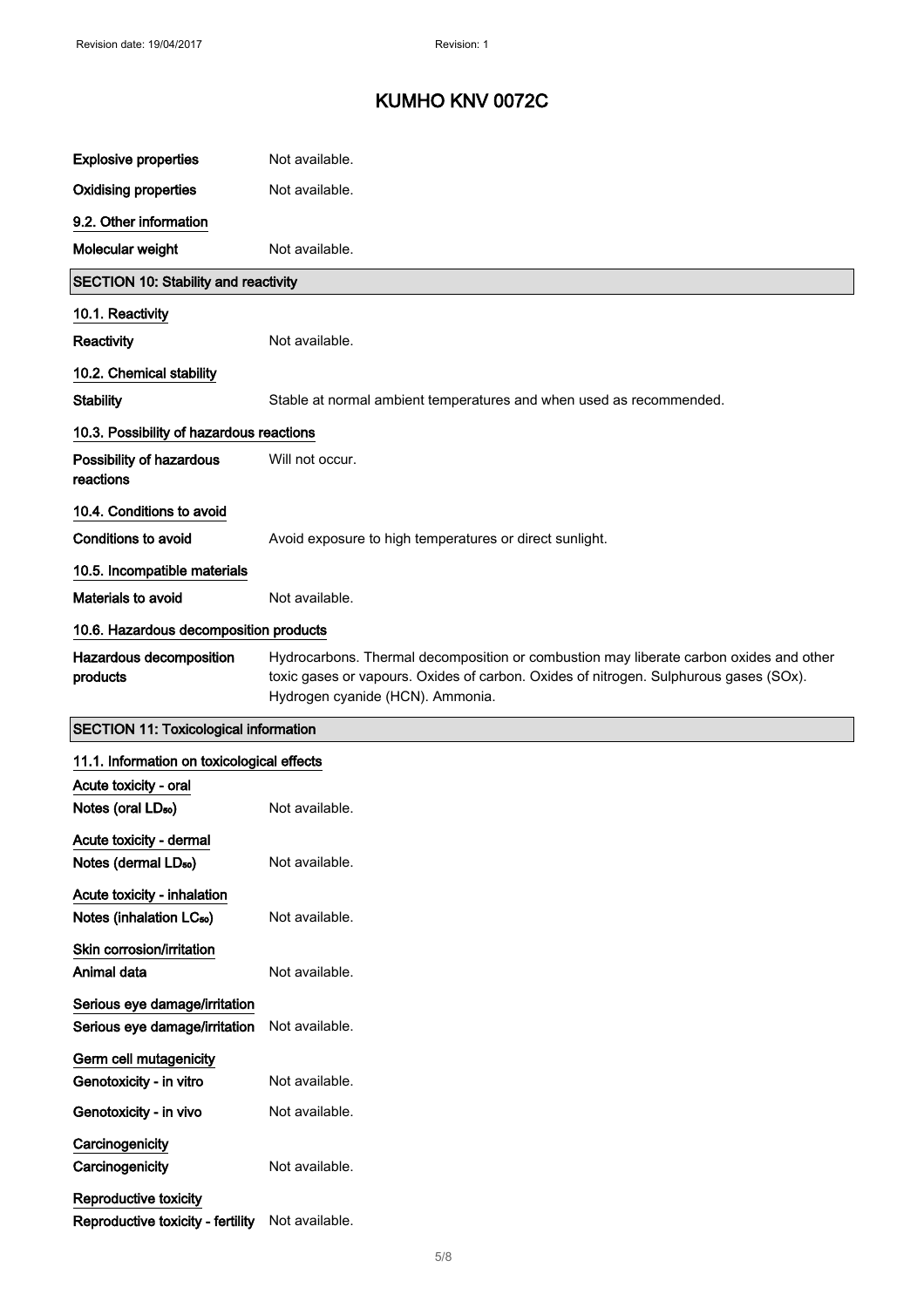| | |
|---|---|
| **Explosive properties** | Not available. |
| **Oxidising properties** | Not available. |

**9.2. Other information**

| | |
|---|---|
| **Molecular weight** | Not available. |

## SECTION 10: Stability and reactivity

**10.1. Reactivity**

| | |
|---|---|
| **Reactivity** | Not available. |

**10.2. Chemical stability**

| | |
|---|---|
| **Stability** | Stable at normal ambient temperatures and when used as recommended. |

**10.3. Possibility of hazardous reactions**

| | |
|---|---|
| **Possibility of hazardous reactions** | Will not occur. |

**10.4. Conditions to avoid**

| | |
|---|---|
| **Conditions to avoid** | Avoid exposure to high temperatures or direct sunlight. |

**10.5. Incompatible materials**

| | |
|---|---|
| **Materials to avoid** | Not available. |

**10.6. Hazardous decomposition products**

| | |
|---|---|
| **Hazardous decomposition products** | Hydrocarbons. Thermal decomposition or combustion may liberate carbon oxides and other toxic gases or vapours. Oxides of carbon. Oxides of nitrogen. Sulphurous gases (SOx). Hydrogen cyanide (HCN). Ammonia. |

## SECTION 11: Toxicological information

**11.1. Information on toxicological effects**

**Acute toxicity - oral**

| | |
|---|---|
| **Notes (oral $LD_{50}$)** | Not available. |

**Acute toxicity - dermal**

| | |
|---|---|
| **Notes (dermal $LD_{50}$)** | Not available. |

**Acute toxicity - inhalation**

| | |
|---|---|
| **Notes (inhalation $LC_{50}$)** | Not available. |

**Skin corrosion/irritation**

| | |
|---|---|
| **Animal data** | Not available. |

**Serious eye damage/irritation**

| | |
|---|---|
| **Serious eye damage/irritation** | Not available. |

**Germ cell mutagenicity**

| | |
|---|---|
| **Genotoxicity - in vitro** | Not available. |
| **Genotoxicity - in vivo** | Not available. |

**Carcinogenicity**

| | |
|---|---|
| **Carcinogenicity** | Not available. |

**Reproductive toxicity**

| | |
|---|---|
| **Reproductive toxicity - fertility** | Not available. |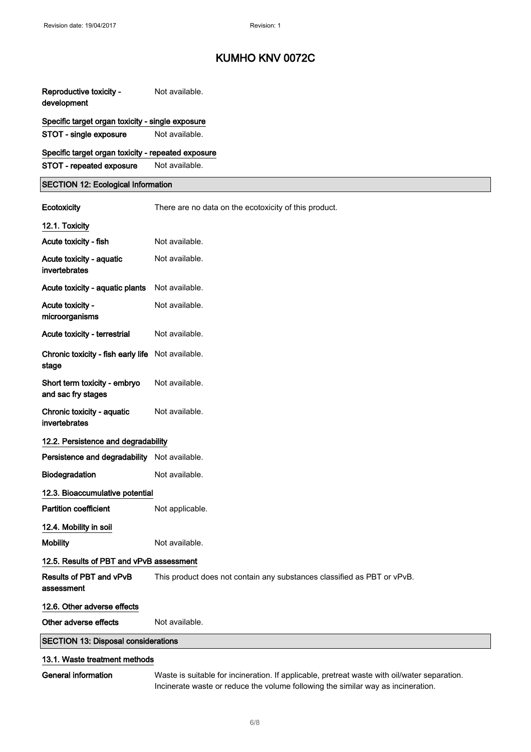# KUMHO KNV 0072C

| | |
|---|---|
| **Reproductive toxicity - development** | Not available. |

**Specific target organ toxicity - single exposure**

| | |
|---|---|
| **STOT - single exposure** | Not available. |

**Specific target organ toxicity - repeated exposure**

| | |
|---|---|
| **STOT - repeated exposure** | Not available. |

## SECTION 12: Ecological Information

| | |
|---|---|
| **Ecotoxicity** | There are no data on the ecotoxicity of this product. |

### 12.1. Toxicity

| | |
|---|---|
| **Acute toxicity - fish** | Not available. |
| **Acute toxicity - aquatic invertebrates** | Not available. |
| **Acute toxicity - aquatic plants** | Not available. |
| **Acute toxicity - microorganisms** | Not available. |
| **Acute toxicity - terrestrial** | Not available. |
| **Chronic toxicity - fish early life stage** | Not available. |
| **Short term toxicity - embryo and sac fry stages** | Not available. |
| **Chronic toxicity - aquatic invertebrates** | Not available. |

### 12.2. Persistence and degradability

| | |
|---|---|
| **Persistence and degradability** | Not available. |
| **Biodegradation** | Not available. |

### 12.3. Bioaccumulative potential

| | |
|---|---|
| **Partition coefficient** | Not applicable. |

### 12.4. Mobility in soil

| | |
|---|---|
| **Mobility** | Not available. |

### 12.5. Results of PBT and vPvB assessment

| | |
|---|---|
| **Results of PBT and vPvB assessment** | This product does not contain any substances classified as PBT or vPvB. |

### 12.6. Other adverse effects

| | |
|---|---|
| **Other adverse effects** | Not available. |

## SECTION 13: Disposal considerations

### 13.1. Waste treatment methods

| | |
|---|---|
| **General information** | Waste is suitable for incineration. If applicable, pretreat waste with oil/water separation. Incinerate waste or reduce the volume following the similar way as incineration. |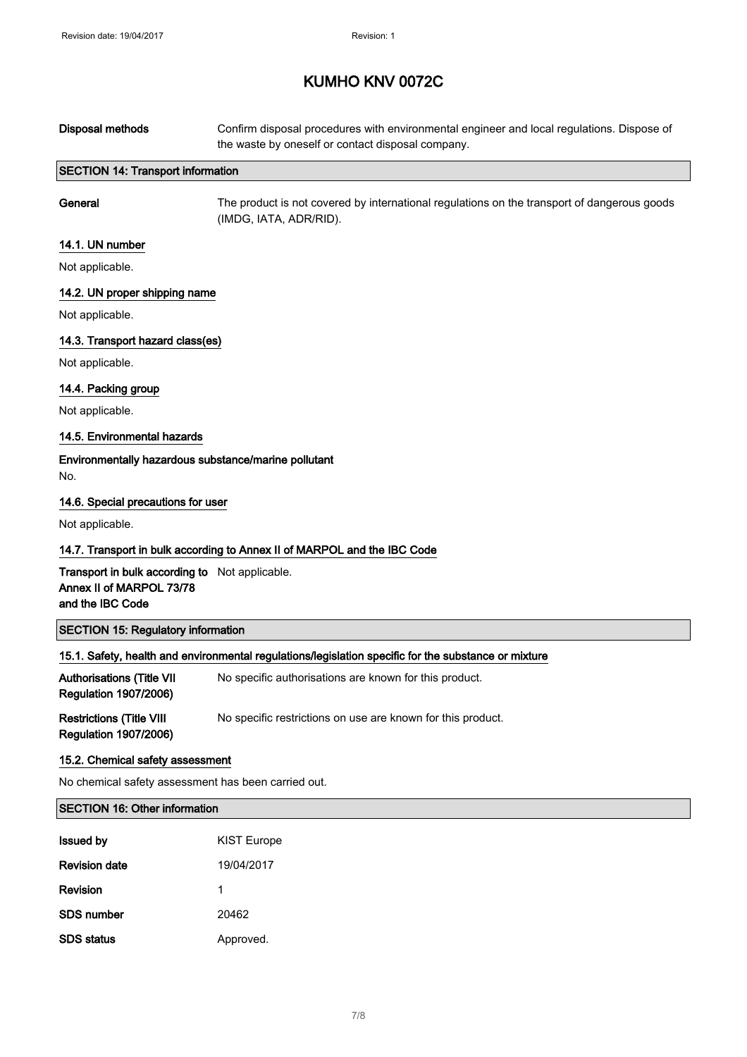# KUMHO KNV 0072C

| | |
|---|---|
| **Disposal methods** | Confirm disposal procedures with environmental engineer and local regulations. Dispose of the waste by oneself or contact disposal company. |

## SECTION 14: Transport information

| | |
|---|---|
| **General** | The product is not covered by international regulations on the transport of dangerous goods (IMDG, IATA, ADR/RID). |

### 14.1. UN number

Not applicable.

### 14.2. UN proper shipping name

Not applicable.

### 14.3. Transport hazard class(es)

Not applicable.

### 14.4. Packing group

Not applicable.

### 14.5. Environmental hazards

**Environmentally hazardous substance/marine pollutant**

No.

### 14.6. Special precautions for user

Not applicable.

### 14.7. Transport in bulk according to Annex II of MARPOL and the IBC Code

| | |
|---|---|
| **Transport in bulk according to Annex II of MARPOL 73/78 and the IBC Code** | Not applicable. |

## SECTION 15: Regulatory information

### 15.1. Safety, health and environmental regulations/legislation specific for the substance or mixture

| | |
|---|---|
| **Authorisations (Title VII Regulation 1907/2006)** | No specific authorisations are known for this product. |
| **Restrictions (Title VIII Regulation 1907/2006)** | No specific restrictions on use are known for this product. |

### 15.2. Chemical safety assessment

No chemical safety assessment has been carried out.

## SECTION 16: Other information

| | |
|---|---|
| **Issued by** | KIST Europe |
| **Revision date** | 19/04/2017 |
| **Revision** | 1 |
| **SDS number** | 20462 |
| **SDS status** | Approved. |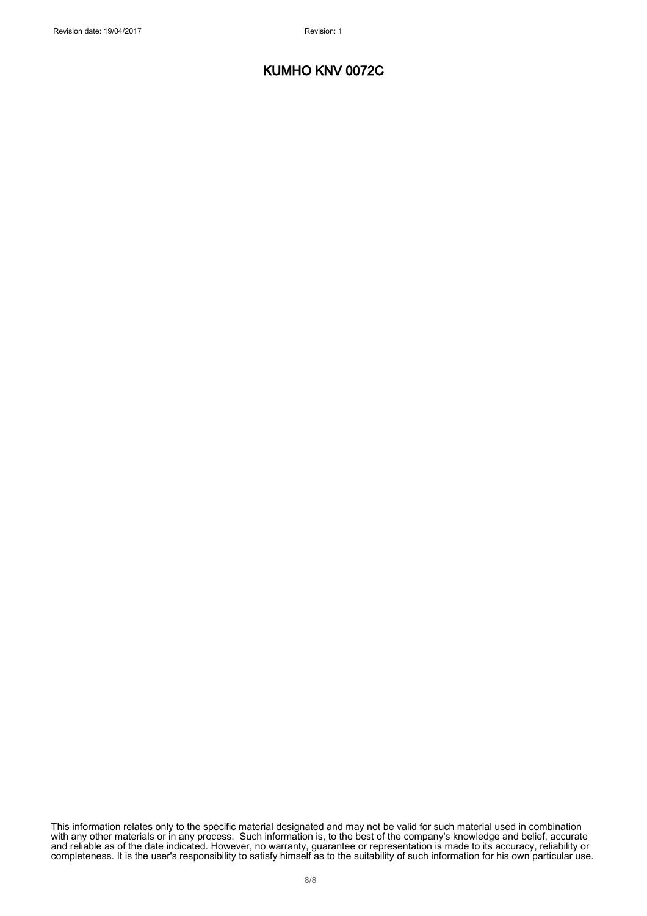This information relates only to the specific material designated and may not be valid for such material used in combination with any other materials or in any process. Such information is, to the best of the company's knowledge and belief, accurate and reliable as of the date indicated. However, no warranty, guarantee or representation is made to its accuracy, reliability or completeness. It is the user's responsibility to satisfy himself as to the suitability of such information for his own particular use.